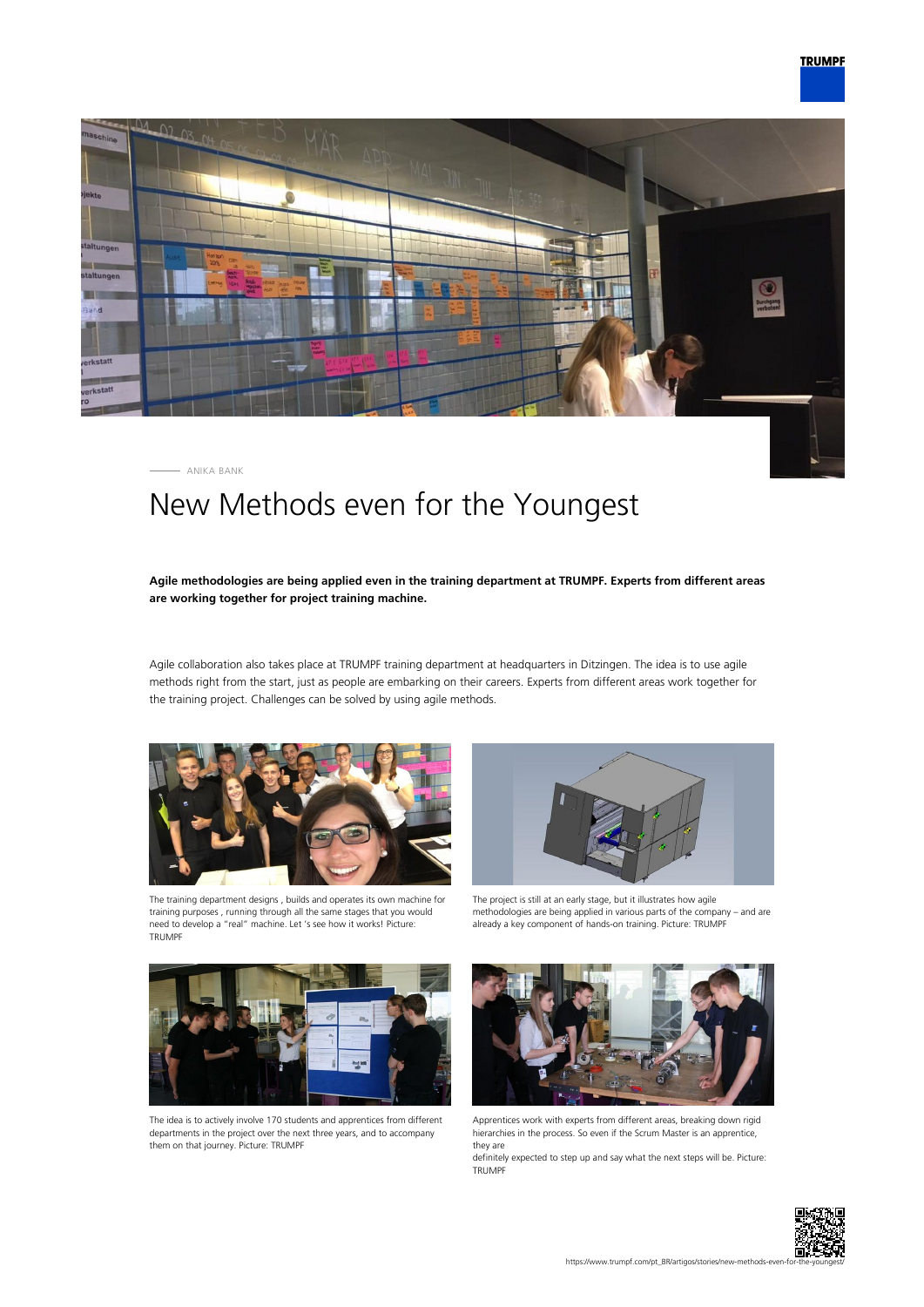ANIKA BANK

# New Methods even for the Youngest

**Agile methodologies are being applied even in the training department at TRUMPF. Experts from different areas are working together for project training machine.**

Agile collaboration also takes place at TRUMPF training department at headquarters in Ditzingen. The idea is to use agile methods right from the start, just as people are embarking on their careers. Experts from different areas work together for the training project. Challenges can be solved by using agile methods.

The training department designs , builds and operates its own machine for training purposes , running through all the same stages that you would need to develop a "real" machine. Let 's see how it works! Picture: TRUMPF

The project is still at an early stage, but it illustrates how agile methodologies are being applied in various parts of the company – and are already a key component of hands-on training. Picture: TRUMPF

The idea is to actively involve 170 students and apprentices from different departments in the project over the next three years, and to accompany them on that journey. Picture: TRUMPF

Apprentices work with experts from different areas, breaking down rigid hierarchies in the process. So even if the Scrum Master is an apprentice, they are
definitely expected to step up and say what the next steps will be. Picture: TRUMPF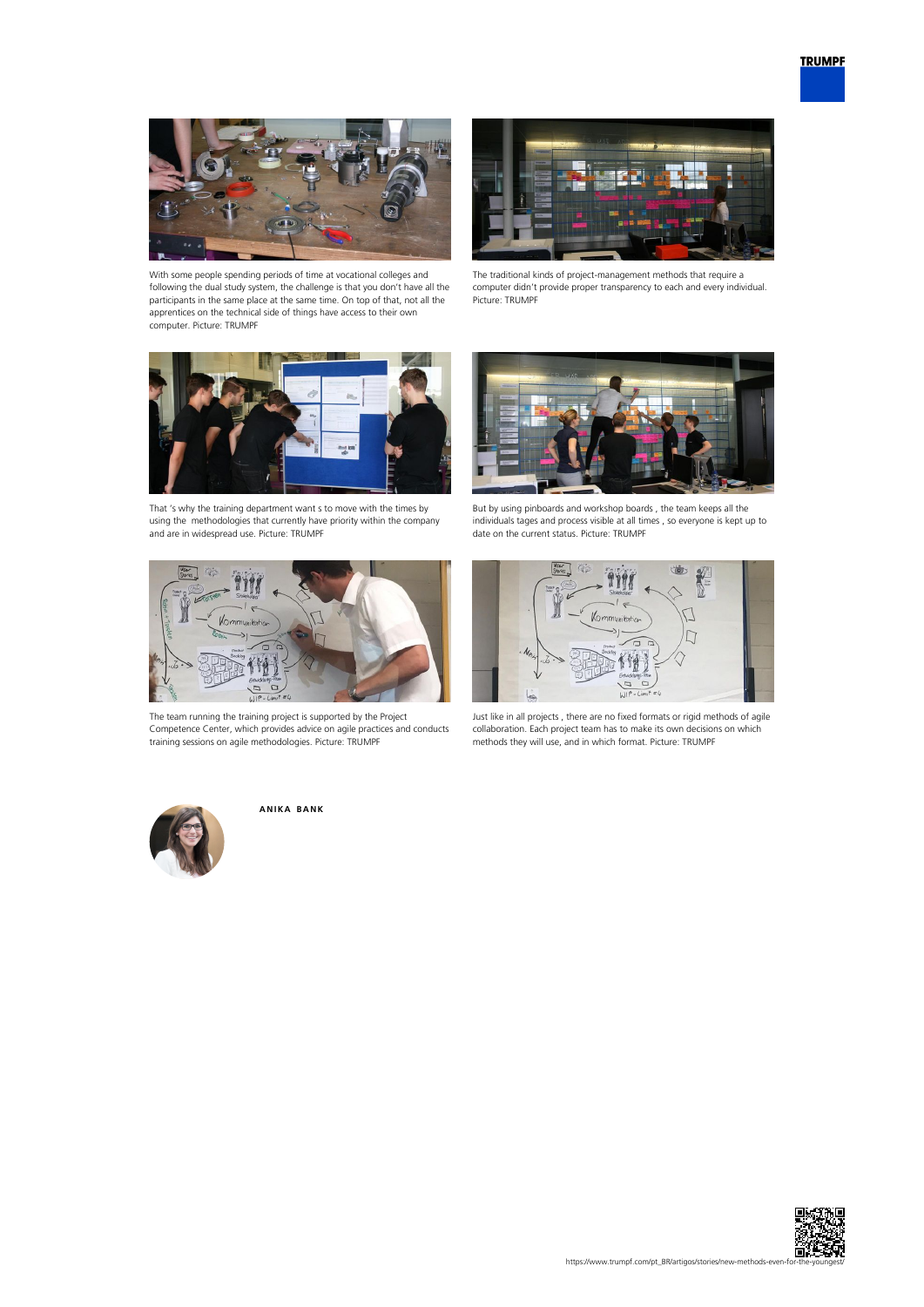With some people spending periods of time at vocational colleges and following the dual study system, the challenge is that you don't have all the participants in the same place at the same time. On top of that, not all the apprentices on the technical side of things have access to their own computer. Picture: TRUMPF

The traditional kinds of project-management methods that require a computer didn't provide proper transparency to each and every individual. Picture: TRUMPF

That 's why the training department want s to move with the times by using the methodologies that currently have priority within the company and are in widespread use. Picture: TRUMPF

But by using pinboards and workshop boards , the team keeps all the individuals tages and process visible at all times , so everyone is kept up to date on the current status. Picture: TRUMPF

The team running the training project is supported by the Project Competence Center, which provides advice on agile practices and conducts training sessions on agile methodologies. Picture: TRUMPF

Just like in all projects , there are no fixed formats or rigid methods of agile collaboration. Each project team has to make its own decisions on which methods they will use, and in which format. Picture: TRUMPF

**ANIKA BANK**

https://www.trumpf.com/pt_BR/artigos/stories/new-methods-even-for-the-youngest/